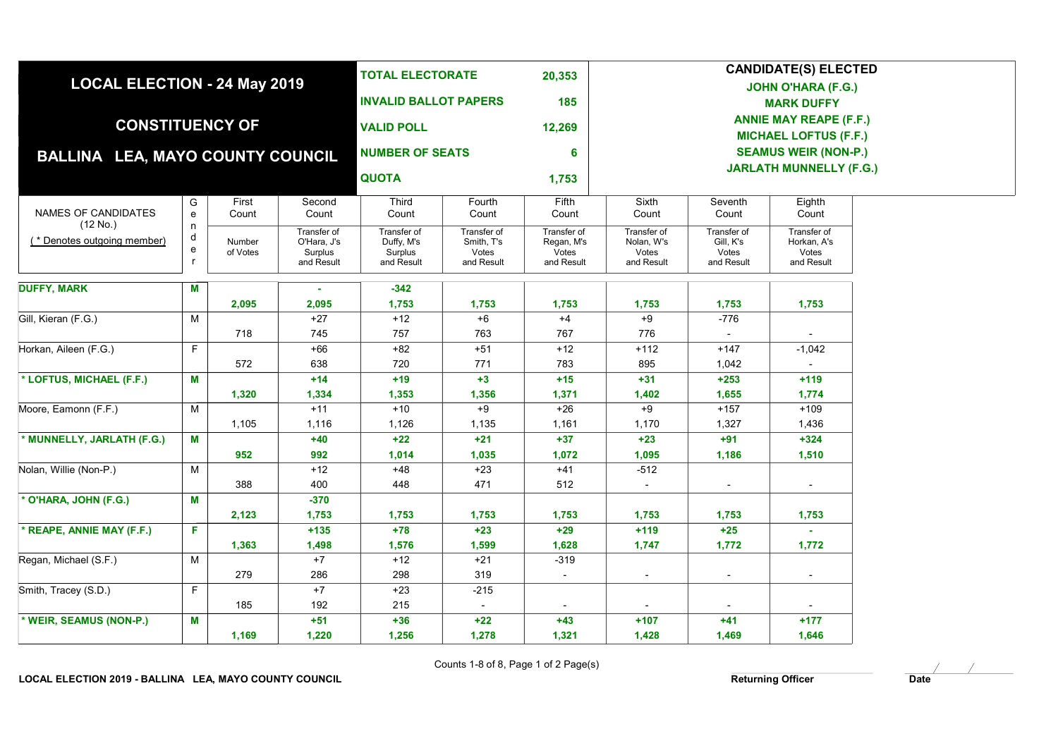# LOCAL ELECTION - 24 May 2019

## CONSTITUENCY OF

## BALLINA LEA, MAYO COUNTY COUNCIL

| | |
|---|---|
| **TOTAL ELECTORATE** | **20,353** |
| **INVALID BALLOT PAPERS** | **185** |
| **VALID POLL** | **12,269** |
| **NUMBER OF SEATS** | **6** |
| **QUOTA** | **1,753** |

**CANDIDATE(S) ELECTED**

**JOHN O'HARA (F.G.)**
**MARK DUFFY**
**ANNIE MAY REAPE (F.F.)**
**MICHAEL LOFTUS (F.F.)**
**SEAMUS WEIR (NON-P.)**
**JARLATH MUNNELLY (F.G.)**

| NAMES OF CANDIDATES (12 No.) ( * Denotes outgoing member) | Gender | First Count Number of Votes | Second Count Transfer of O'Hara, J's Surplus and Result | Third Count Transfer of Duffy, M's Surplus and Result | Fourth Count Transfer of Smith, T's Votes and Result | Fifth Count Transfer of Regan, M's Votes and Result | Sixth Count Transfer of Nolan, W's Votes and Result | Seventh Count Transfer of Gill, K's Votes and Result | Eighth Count Transfer of Horkan, A's Votes and Result |
|---|---|---|---|---|---|---|---|---|---|
| **DUFFY, MARK** | **M** | | **-** | **-342** | | | | | |
| | | **2,095** | **2,095** | **1,753** | **1,753** | **1,753** | **1,753** | **1,753** | **1,753** |
| Gill, Kieran (F.G.) | M | | +27 | +12 | +6 | +4 | +9 | -776 | |
| | | 718 | 745 | 757 | 763 | 767 | 776 | - | - |
| Horkan, Aileen (F.G.) | F | | +66 | +82 | +51 | +12 | +112 | +147 | -1,042 |
| | | 572 | 638 | 720 | 771 | 783 | 895 | 1,042 | - |
| **\* LOFTUS, MICHAEL (F.F.)** | **M** | | **+14** | **+19** | **+3** | **+15** | **+31** | **+253** | **+119** |
| | | **1,320** | **1,334** | **1,353** | **1,356** | **1,371** | **1,402** | **1,655** | **1,774** |
| Moore, Eamonn (F.F.) | M | | +11 | +10 | +9 | +26 | +9 | +157 | +109 |
| | | 1,105 | 1,116 | 1,126 | 1,135 | 1,161 | 1,170 | 1,327 | 1,436 |
| **\* MUNNELLY, JARLATH (F.G.)** | **M** | | **+40** | **+22** | **+21** | **+37** | **+23** | **+91** | **+324** |
| | | **952** | **992** | **1,014** | **1,035** | **1,072** | **1,095** | **1,186** | **1,510** |
| Nolan, Willie (Non-P.) | M | | +12 | +48 | +23 | +41 | -512 | | |
| | | 388 | 400 | 448 | 471 | 512 | - | - | - |
| **\* O'HARA, JOHN (F.G.)** | **M** | | **-370** | | | | | | |
| | | **2,123** | **1,753** | **1,753** | **1,753** | **1,753** | **1,753** | **1,753** | **1,753** |
| **\* REAPE, ANNIE MAY (F.F.)** | **F** | | **+135** | **+78** | **+23** | **+29** | **+119** | **+25** | **-** |
| | | **1,363** | **1,498** | **1,576** | **1,599** | **1,628** | **1,747** | **1,772** | **1,772** |
| Regan, Michael (S.F.) | M | | +7 | +12 | +21 | -319 | | | |
| | | 279 | 286 | 298 | 319 | - | - | - | - |
| Smith, Tracey (S.D.) | F | | +7 | +23 | -215 | | | | |
| | | 185 | 192 | 215 | - | - | - | - | - |
| **\* WEIR, SEAMUS (NON-P.)** | **M** | | **+51** | **+36** | **+22** | **+43** | **+107** | **+41** | **+177** |
| | | **1,169** | **1,220** | **1,256** | **1,278** | **1,321** | **1,428** | **1,469** | **1,646** |

Counts 1-8 of 8

Returning Officer

Date / /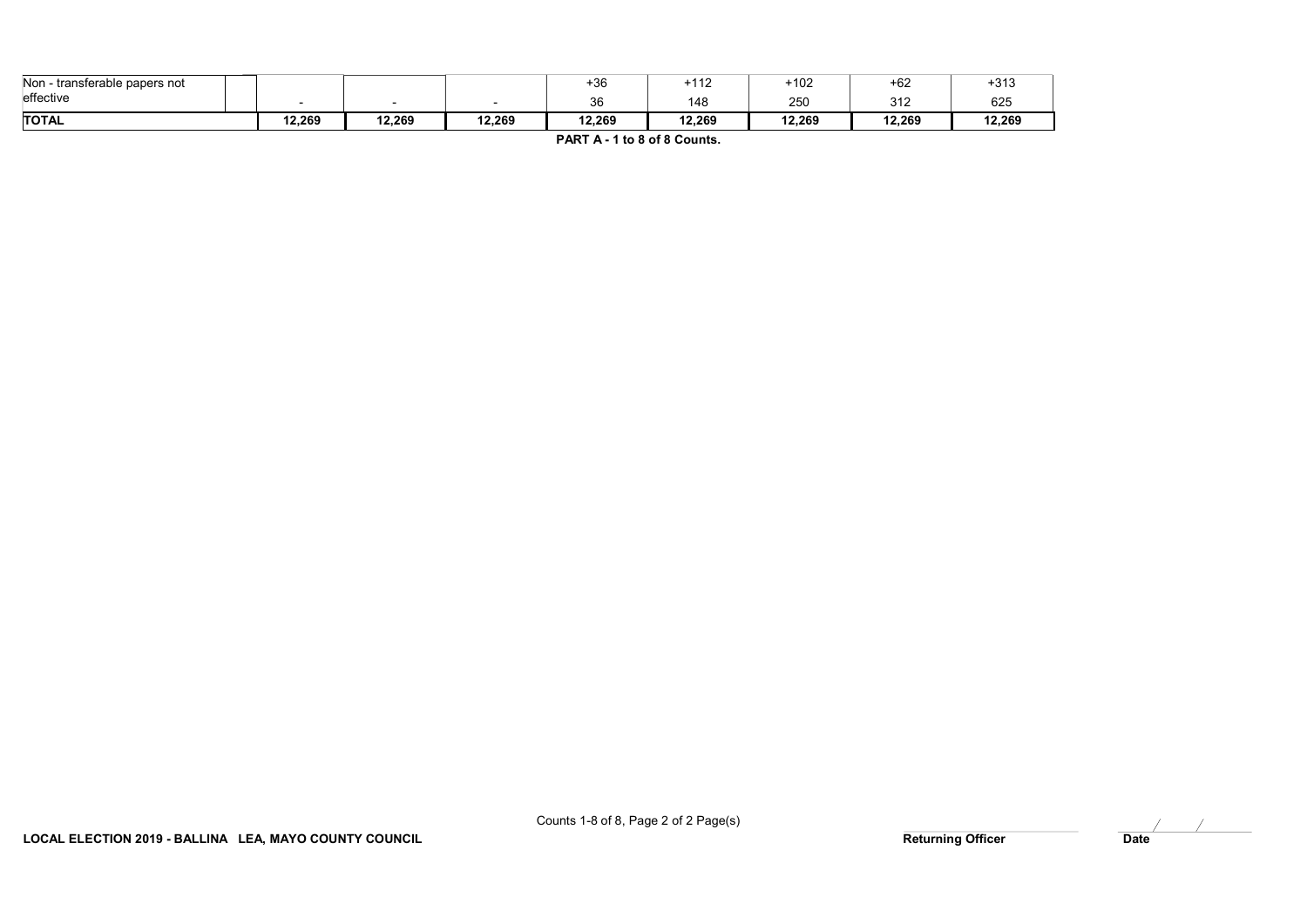| | | | | | | | | | |
|---|---|---|---|---|---|---|---|---|---|
| Non - transferable papers not effective | | - | - | - | +36<br>36 | +112<br>148 | +102<br>250 | +62<br>312 | +313<br>625 |
| **TOTAL** | | **12,269** | **12,269** | **12,269** | **12,269** | **12,269** | **12,269** | **12,269** | **12,269** |

**PART A - 1 to 8 of 8 Counts.**

Counts 1-8 of 8, Page 2 of 2 Page(s)

**LOCAL ELECTION 2019 - BALLINA LEA, MAYO COUNTY COUNCIL**

**Returning Officer** **Date** / /